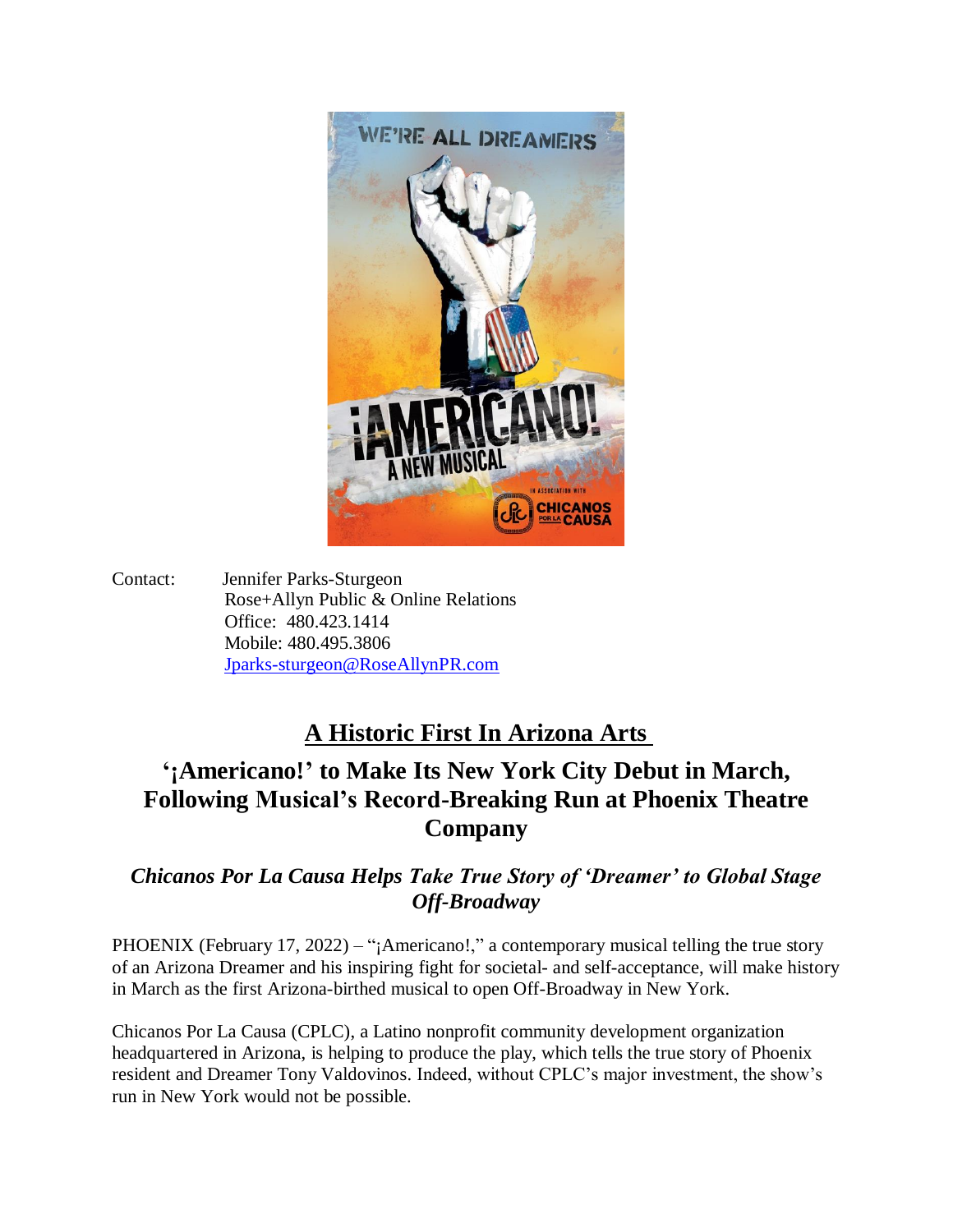Contact: Jennifer Parks-Sturgeon
Rose+Allyn Public & Online Relations
Office: 480.423.1414
Mobile: 480.495.3806
Jparks-sturgeon@RoseAllynPR.com

# A Historic First In Arizona Arts

## '¡Americano!' to Make Its New York City Debut in March, Following Musical's Record-Breaking Run at Phoenix Theatre Company

### *Chicanos Por La Causa Helps Take True Story of 'Dreamer' to Global Stage Off-Broadway*

PHOENIX (February 17, 2022) – "¡Americano!," a contemporary musical telling the true story of an Arizona Dreamer and his inspiring fight for societal- and self-acceptance, will make history in March as the first Arizona-birthed musical to open Off-Broadway in New York.

Chicanos Por La Causa (CPLC), a Latino nonprofit community development organization headquartered in Arizona, is helping to produce the play, which tells the true story of Phoenix resident and Dreamer Tony Valdovinos. Indeed, without CPLC's major investment, the show's run in New York would not be possible.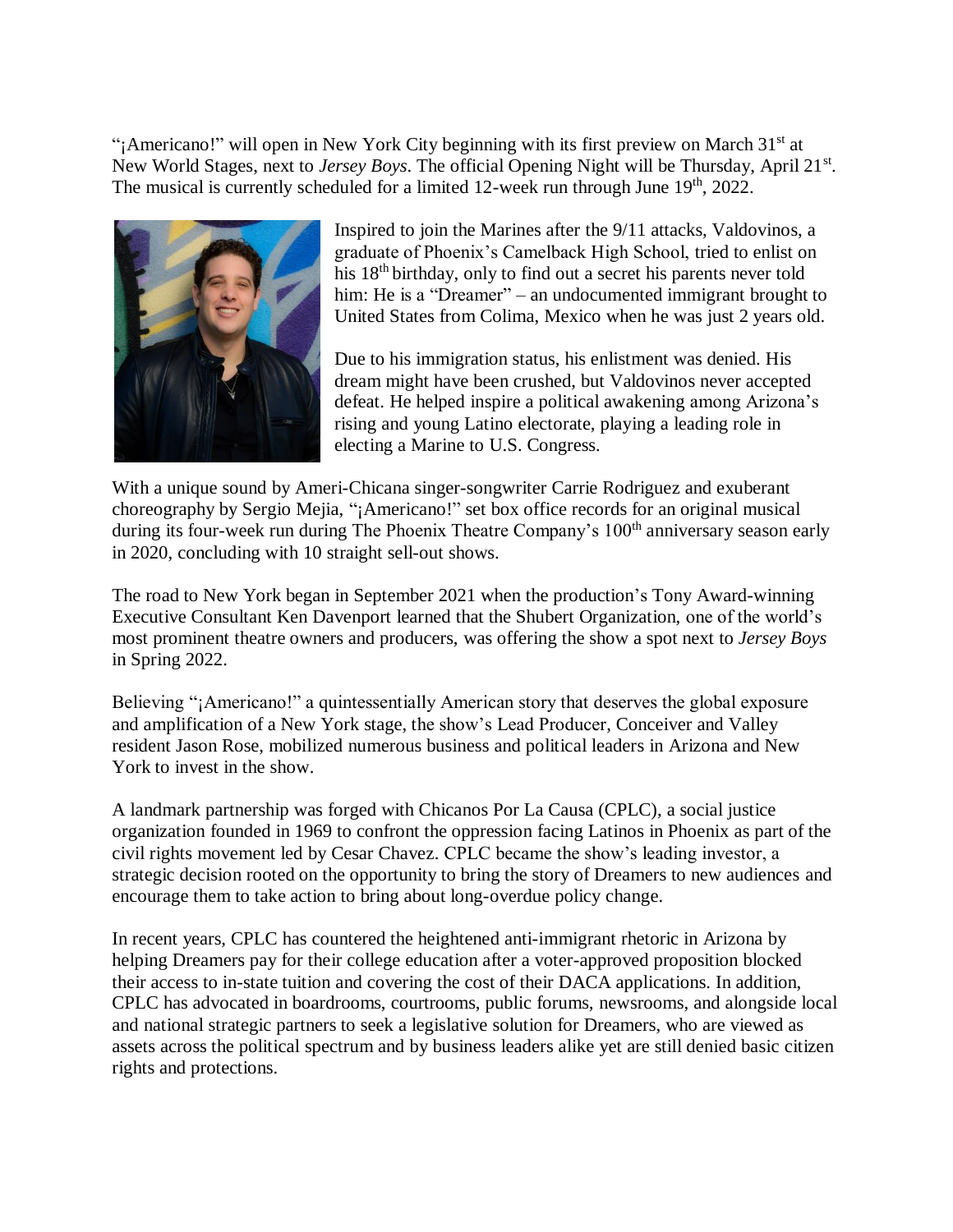"¡Americano!" will open in New York City beginning with its first preview on March 31st at New World Stages, next to *Jersey Boys*. The official Opening Night will be Thursday, April 21st. The musical is currently scheduled for a limited 12-week run through June 19th, 2022.

Inspired to join the Marines after the 9/11 attacks, Valdovinos, a graduate of Phoenix's Camelback High School, tried to enlist on his 18th birthday, only to find out a secret his parents never told him: He is a "Dreamer" – an undocumented immigrant brought to United States from Colima, Mexico when he was just 2 years old.

Due to his immigration status, his enlistment was denied. His dream might have been crushed, but Valdovinos never accepted defeat. He helped inspire a political awakening among Arizona's rising and young Latino electorate, playing a leading role in electing a Marine to U.S. Congress.

With a unique sound by Ameri-Chicana singer-songwriter Carrie Rodriguez and exuberant choreography by Sergio Mejia, "¡Americano!" set box office records for an original musical during its four-week run during The Phoenix Theatre Company's 100th anniversary season early in 2020, concluding with 10 straight sell-out shows.

The road to New York began in September 2021 when the production's Tony Award-winning Executive Consultant Ken Davenport learned that the Shubert Organization, one of the world's most prominent theatre owners and producers, was offering the show a spot next to *Jersey Boys* in Spring 2022.

Believing "¡Americano!" a quintessentially American story that deserves the global exposure and amplification of a New York stage, the show's Lead Producer, Conceiver and Valley resident Jason Rose, mobilized numerous business and political leaders in Arizona and New York to invest in the show.

A landmark partnership was forged with Chicanos Por La Causa (CPLC), a social justice organization founded in 1969 to confront the oppression facing Latinos in Phoenix as part of the civil rights movement led by Cesar Chavez. CPLC became the show's leading investor, a strategic decision rooted on the opportunity to bring the story of Dreamers to new audiences and encourage them to take action to bring about long-overdue policy change.

In recent years, CPLC has countered the heightened anti-immigrant rhetoric in Arizona by helping Dreamers pay for their college education after a voter-approved proposition blocked their access to in-state tuition and covering the cost of their DACA applications. In addition, CPLC has advocated in boardrooms, courtrooms, public forums, newsrooms, and alongside local and national strategic partners to seek a legislative solution for Dreamers, who are viewed as assets across the political spectrum and by business leaders alike yet are still denied basic citizen rights and protections.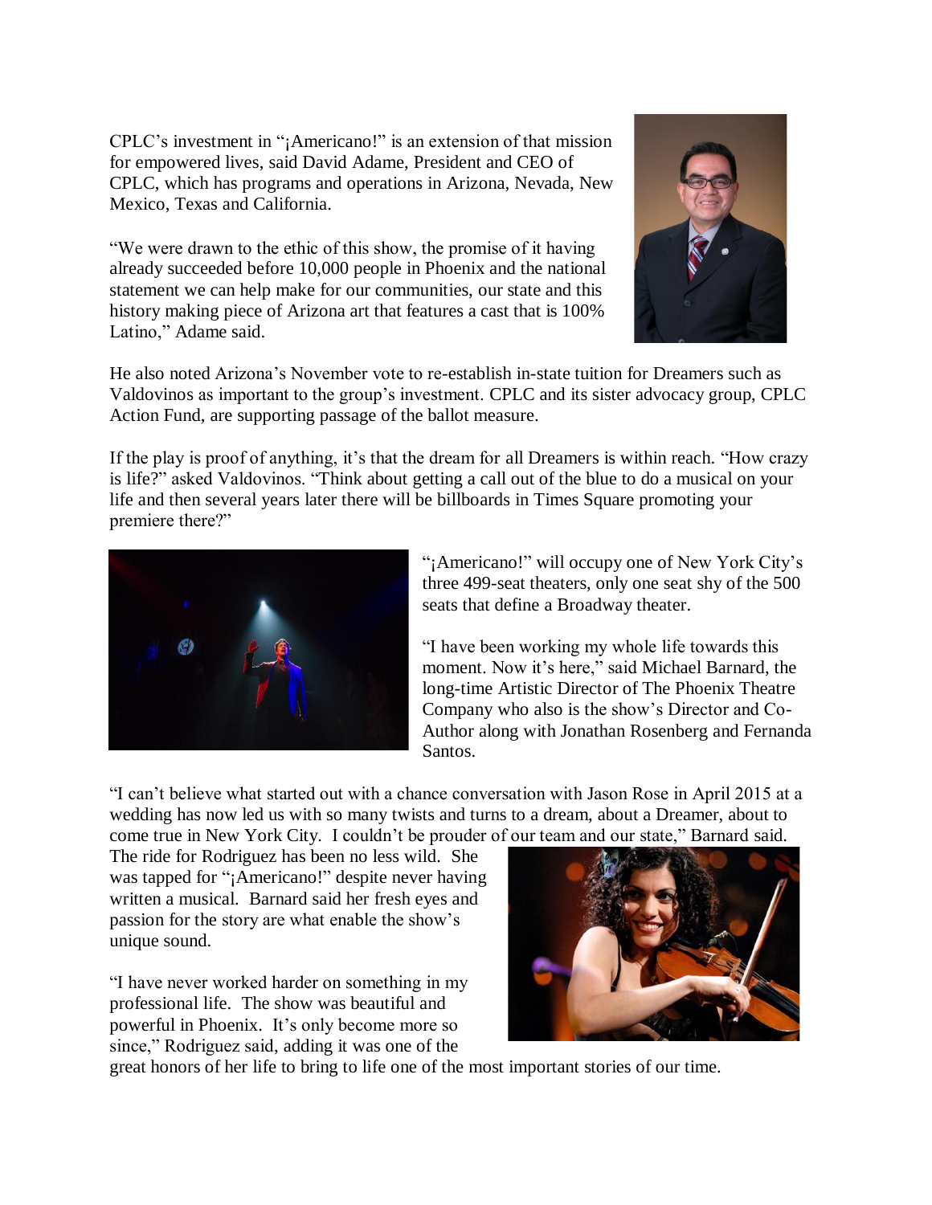CPLC's investment in "¡Americano!" is an extension of that mission for empowered lives, said David Adame, President and CEO of CPLC, which has programs and operations in Arizona, Nevada, New Mexico, Texas and California.

"We were drawn to the ethic of this show, the promise of it having already succeeded before 10,000 people in Phoenix and the national statement we can help make for our communities, our state and this history making piece of Arizona art that features a cast that is 100% Latino," Adame said.

He also noted Arizona's November vote to re-establish in-state tuition for Dreamers such as Valdovinos as important to the group's investment. CPLC and its sister advocacy group, CPLC Action Fund, are supporting passage of the ballot measure.

If the play is proof of anything, it's that the dream for all Dreamers is within reach. "How crazy is life?" asked Valdovinos. "Think about getting a call out of the blue to do a musical on your life and then several years later there will be billboards in Times Square promoting your premiere there?"

"¡Americano!" will occupy one of New York City's three 499-seat theaters, only one seat shy of the 500 seats that define a Broadway theater.

"I have been working my whole life towards this moment. Now it's here," said Michael Barnard, the long-time Artistic Director of The Phoenix Theatre Company who also is the show's Director and Co-Author along with Jonathan Rosenberg and Fernanda Santos.

"I can't believe what started out with a chance conversation with Jason Rose in April 2015 at a wedding has now led us with so many twists and turns to a dream, about a Dreamer, about to come true in New York City. I couldn't be prouder of our team and our state," Barnard said.

The ride for Rodriguez has been no less wild. She was tapped for "¡Americano!" despite never having written a musical. Barnard said her fresh eyes and passion for the story are what enable the show's unique sound.

"I have never worked harder on something in my professional life. The show was beautiful and powerful in Phoenix. It's only become more so since," Rodriguez said, adding it was one of the great honors of her life to bring to life one of the most important stories of our time.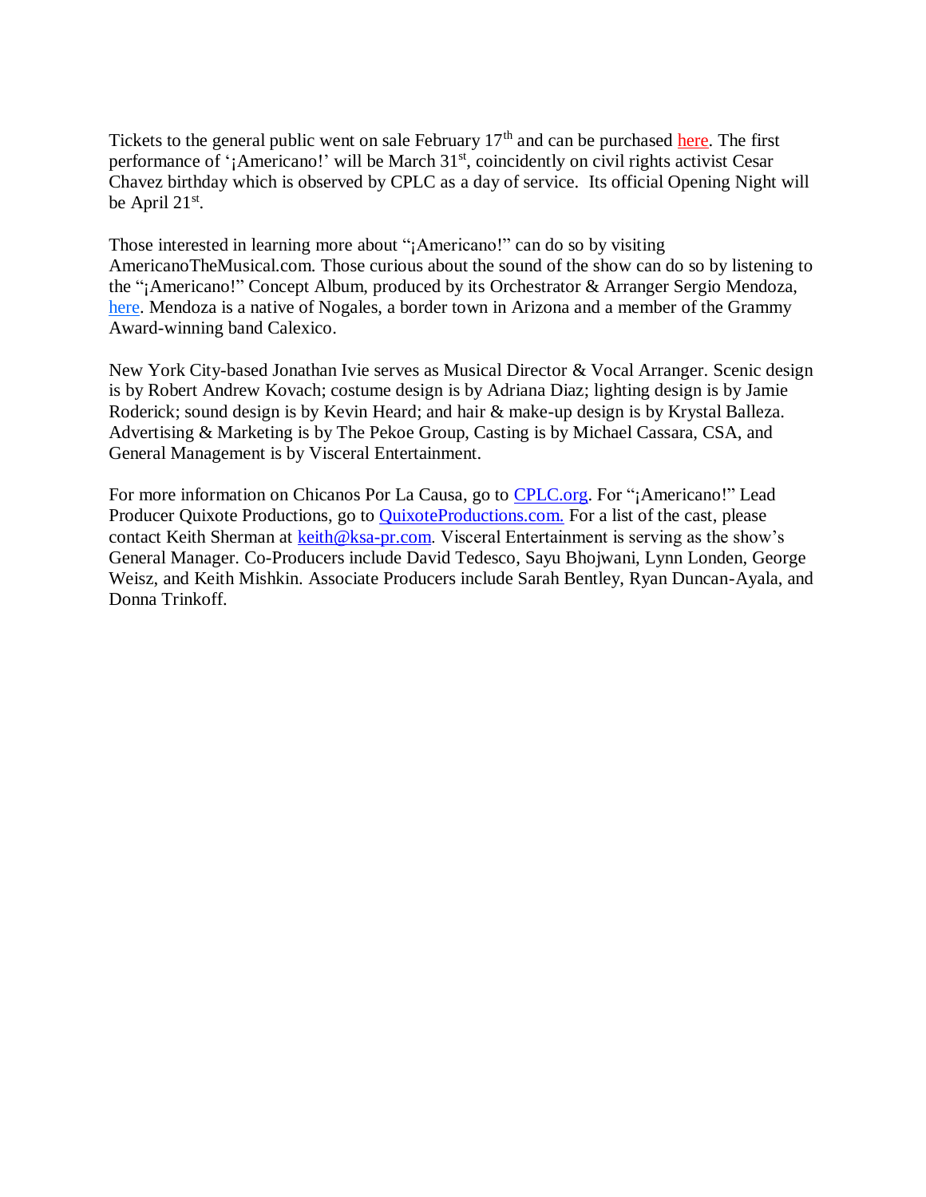Tickets to the general public went on sale February 17th and can be purchased here. The first performance of '¡Americano!' will be March 31st, coincidently on civil rights activist Cesar Chavez birthday which is observed by CPLC as a day of service. Its official Opening Night will be April 21st.

Those interested in learning more about "¡Americano!" can do so by visiting AmericanoTheMusical.com. Those curious about the sound of the show can do so by listening to the "¡Americano!" Concept Album, produced by its Orchestrator & Arranger Sergio Mendoza, here. Mendoza is a native of Nogales, a border town in Arizona and a member of the Grammy Award-winning band Calexico.

New York City-based Jonathan Ivie serves as Musical Director & Vocal Arranger. Scenic design is by Robert Andrew Kovach; costume design is by Adriana Diaz; lighting design is by Jamie Roderick; sound design is by Kevin Heard; and hair & make-up design is by Krystal Balleza. Advertising & Marketing is by The Pekoe Group, Casting is by Michael Cassara, CSA, and General Management is by Visceral Entertainment.

For more information on Chicanos Por La Causa, go to CPLC.org. For "¡Americano!" Lead Producer Quixote Productions, go to QuixoteProductions.com. For a list of the cast, please contact Keith Sherman at keith@ksa-pr.com. Visceral Entertainment is serving as the show's General Manager. Co-Producers include David Tedesco, Sayu Bhojwani, Lynn Londen, George Weisz, and Keith Mishkin. Associate Producers include Sarah Bentley, Ryan Duncan-Ayala, and Donna Trinkoff.